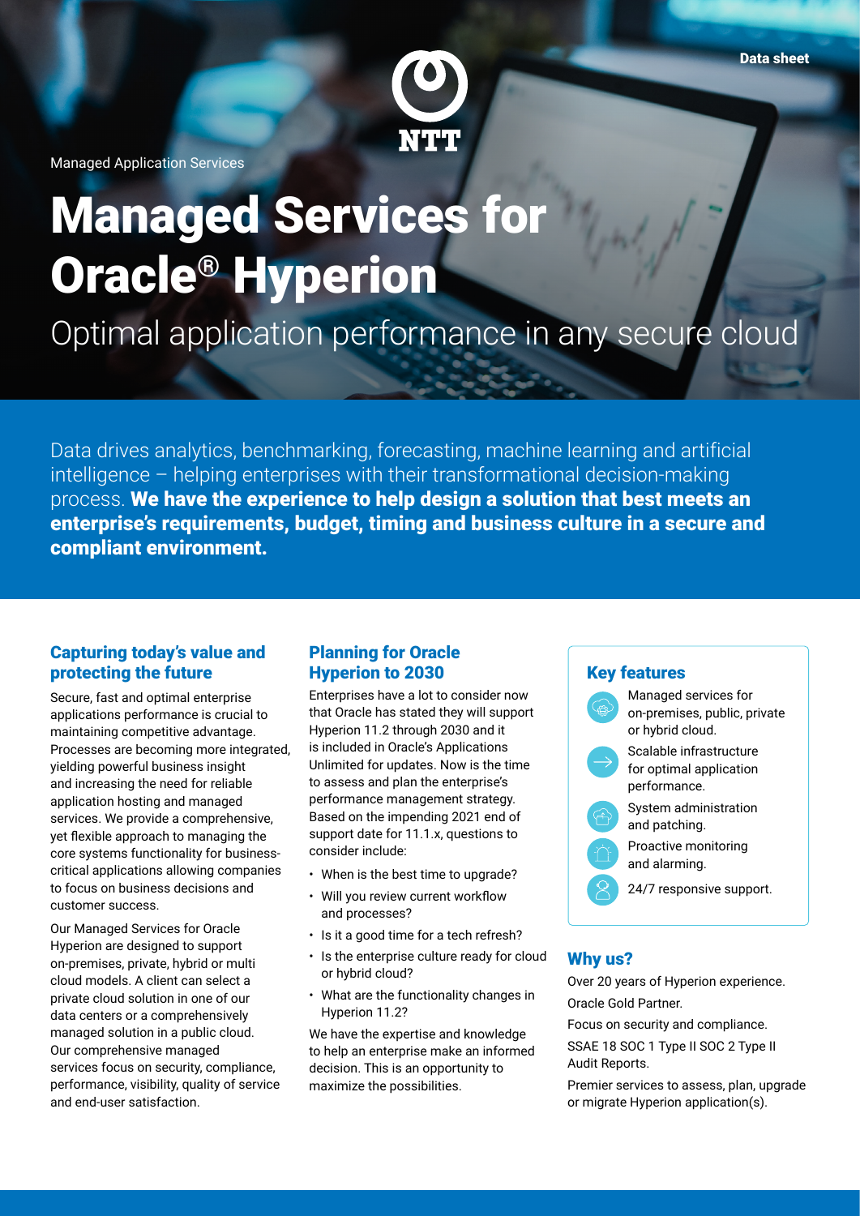Data sheet

Managed Application Services

# Managed Services for Oracle® Hyperion

Optimal application performance in any secure cloud

Data drives analytics, benchmarking, forecasting, machine learning and artificial intelligence – helping enterprises with their transformational decision-making process. **We have the experience to help design a solution that best meets an enterprise's requirements, budget, timing and business culture in a secure and compliant environment.**

## Capturing today's value and protecting the future

Secure, fast and optimal enterprise applications performance is crucial to maintaining competitive advantage. Processes are becoming more integrated, yielding powerful business insight and increasing the need for reliable application hosting and managed services. We provide a comprehensive, yet flexible approach to managing the core systems functionality for business-critical applications allowing companies to focus on business decisions and customer success.

Our Managed Services for Oracle Hyperion are designed to support on-premises, private, hybrid or multi cloud models. A client can select a private cloud solution in one of our data centers or a comprehensively managed solution in a public cloud. Our comprehensive managed services focus on security, compliance, performance, visibility, quality of service and end-user satisfaction.

## Planning for Oracle Hyperion to 2030

Enterprises have a lot to consider now that Oracle has stated they will support Hyperion 11.2 through 2030 and it is included in Oracle's Applications Unlimited for updates. Now is the time to assess and plan the enterprise's performance management strategy. Based on the impending 2021 end of support date for 11.1.x, questions to consider include:

- When is the best time to upgrade?
- Will you review current workflow and processes?
- Is it a good time for a tech refresh?
- Is the enterprise culture ready for cloud or hybrid cloud?
- What are the functionality changes in Hyperion 11.2?

We have the expertise and knowledge to help an enterprise make an informed decision. This is an opportunity to maximize the possibilities.

## Key features

- Managed services for on-premises, public, private or hybrid cloud.
- Scalable infrastructure for optimal application performance.
- System administration and patching.
- Proactive monitoring and alarming.
- 24/7 responsive support.

## Why us?

Over 20 years of Hyperion experience.

Oracle Gold Partner.

Focus on security and compliance.

SSAE 18 SOC 1 Type II SOC 2 Type II Audit Reports.

Premier services to assess, plan, upgrade or migrate Hyperion application(s).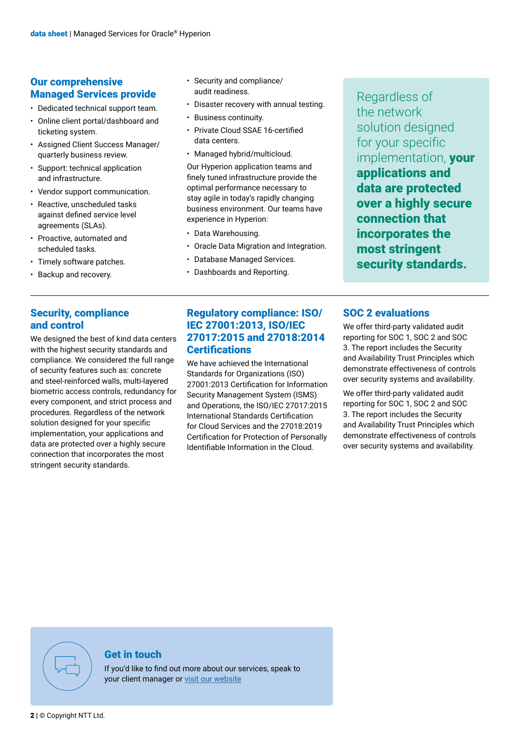## Our comprehensive Managed Services provide

- Dedicated technical support team.
- Online client portal/dashboard and ticketing system.
- Assigned Client Success Manager/ quarterly business review.
- Support: technical application and infrastructure.
- Vendor support communication.
- Reactive, unscheduled tasks against defined service level agreements (SLAs).
- Proactive, automated and scheduled tasks.
- Timely software patches.
- Backup and recovery.
- Security and compliance/ audit readiness.
- Disaster recovery with annual testing.
- Business continuity.
- Private Cloud SSAE 16-certified data centers.
- Managed hybrid/multicloud.

Our Hyperion application teams and finely tuned infrastructure provide the optimal performance necessary to stay agile in today's rapidly changing business environment. Our teams have experience in Hyperion:

- Data Warehousing.
- Oracle Data Migration and Integration.
- Database Managed Services.
- Dashboards and Reporting.

Regardless of the network solution designed for your specific implementation, **your applications and data are protected over a highly secure connection that incorporates the most stringent security standards.**

## Security, compliance and control

We designed the best of kind data centers with the highest security standards and compliance. We considered the full range of security features such as: concrete and steel-reinforced walls, multi-layered biometric access controls, redundancy for every component, and strict process and procedures. Regardless of the network solution designed for your specific implementation, your applications and data are protected over a highly secure connection that incorporates the most stringent security standards.

## Regulatory compliance: ISO/ IEC 27001:2013, ISO/IEC 27017:2015 and 27018:2014 Certifications

We have achieved the International Standards for Organizations (ISO) 27001:2013 Certification for Information Security Management System (ISMS) and Operations, the ISO/IEC 27017:2015 International Standards Certification for Cloud Services and the 27018:2019 Certification for Protection of Personally Identifiable Information in the Cloud.

## SOC 2 evaluations

We offer third-party validated audit reporting for SOC 1, SOC 2 and SOC 3. The report includes the Security and Availability Trust Principles which demonstrate effectiveness of controls over security systems and availability.

We offer third-party validated audit reporting for SOC 1, SOC 2 and SOC 3. The report includes the Security and Availability Trust Principles which demonstrate effectiveness of controls over security systems and availability.

## Get in touch

If you'd like to find out more about our services, speak to your client manager or visit our website

© Copyright NTT Ltd.